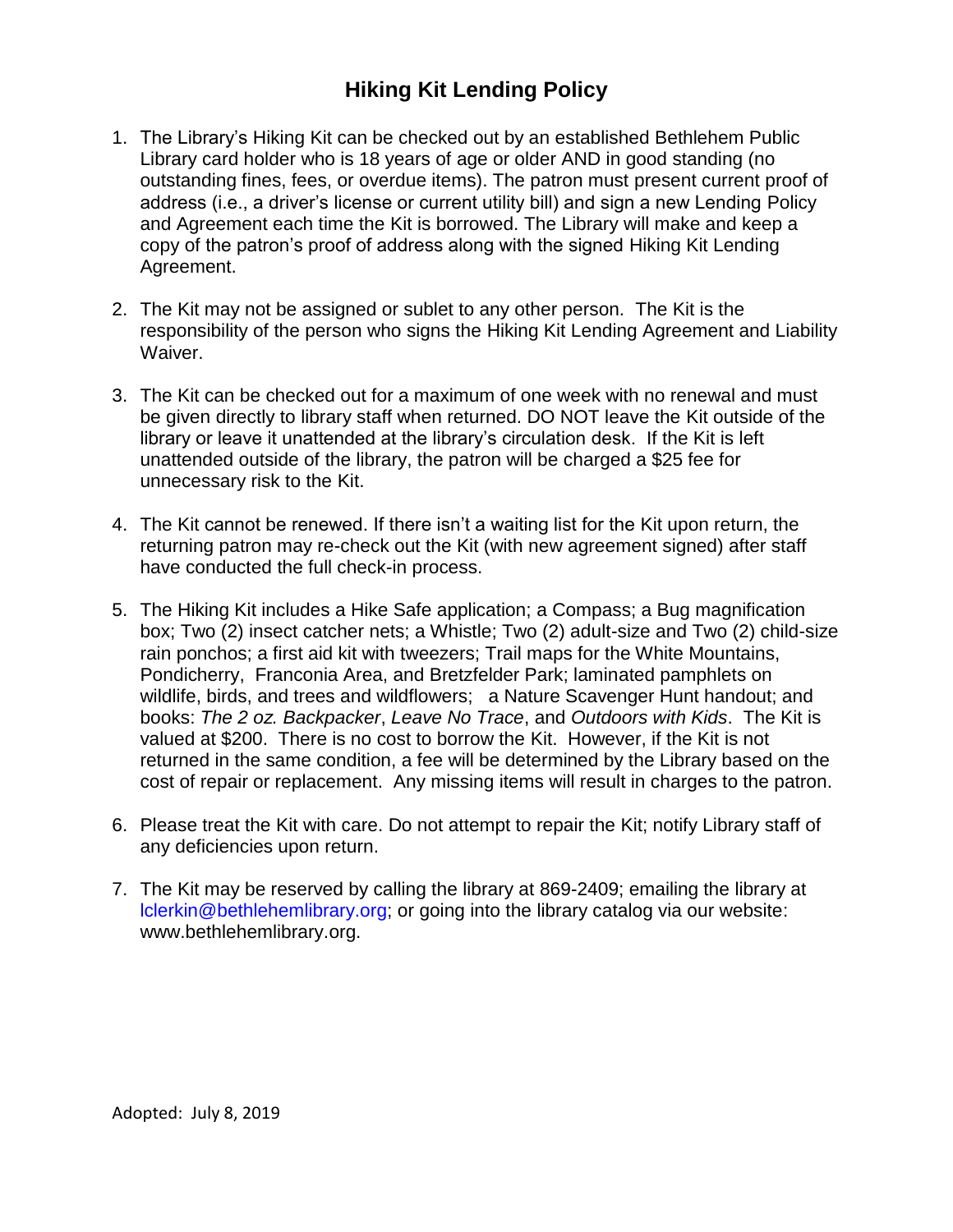# Hiking Kit Lending Policy

1. The Library's Hiking Kit can be checked out by an established Bethlehem Public Library card holder who is 18 years of age or older AND in good standing (no outstanding fines, fees, or overdue items). The patron must present current proof of address (i.e., a driver's license or current utility bill) and sign a new Lending Policy and Agreement each time the Kit is borrowed. The Library will make and keep a copy of the patron's proof of address along with the signed Hiking Kit Lending Agreement.

2. The Kit may not be assigned or sublet to any other person. The Kit is the responsibility of the person who signs the Hiking Kit Lending Agreement and Liability Waiver.

3. The Kit can be checked out for a maximum of one week with no renewal and must be given directly to library staff when returned. DO NOT leave the Kit outside of the library or leave it unattended at the library's circulation desk. If the Kit is left unattended outside of the library, the patron will be charged a $25 fee for unnecessary risk to the Kit.

4. The Kit cannot be renewed. If there isn't a waiting list for the Kit upon return, the returning patron may re-check out the Kit (with new agreement signed) after staff have conducted the full check-in process.

5. The Hiking Kit includes a Hike Safe application; a Compass; a Bug magnification box; Two (2) insect catcher nets; a Whistle; Two (2) adult-size and Two (2) child-size rain ponchos; a first aid kit with tweezers; Trail maps for the White Mountains, Pondicherry, Franconia Area, and Bretzfelder Park; laminated pamphlets on wildlife, birds, and trees and wildflowers; a Nature Scavenger Hunt handout; and books: *The 2 oz. Backpacker*, *Leave No Trace*, and *Outdoors with Kids*. The Kit is valued at $200. There is no cost to borrow the Kit. However, if the Kit is not returned in the same condition, a fee will be determined by the Library based on the cost of repair or replacement. Any missing items will result in charges to the patron.

6. Please treat the Kit with care. Do not attempt to repair the Kit; notify Library staff of any deficiencies upon return.

7. The Kit may be reserved by calling the library at 869-2409; emailing the library at lclerkin@bethlehemlibrary.org; or going into the library catalog via our website: www.bethlehemlibrary.org.

Adopted: July 8, 2019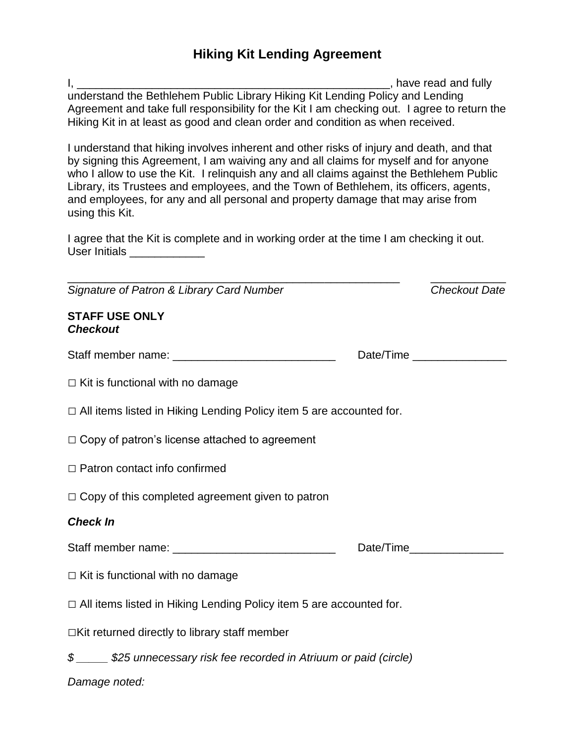# Hiking Kit Lending Agreement

I, ___________________________________________________, have read and fully understand the Bethlehem Public Library Hiking Kit Lending Policy and Lending Agreement and take full responsibility for the Kit I am checking out. I agree to return the Hiking Kit in at least as good and clean order and condition as when received.

I understand that hiking involves inherent and other risks of injury and death, and that by signing this Agreement, I am waiving any and all claims for myself and for anyone who I allow to use the Kit. I relinquish any and all claims against the Bethlehem Public Library, its Trustees and employees, and the Town of Bethlehem, its officers, agents, and employees, for any and all personal and property damage that may arise from using this Kit.

I agree that the Kit is complete and in working order at the time I am checking it out.
User Initials ____________

_______________________________________________________ ____________
*Signature of Patron & Library Card Number* *Checkout Date*

**STAFF USE ONLY**
***Checkout***

Staff member name: __________________________ Date/Time _______________

□ Kit is functional with no damage

□ All items listed in Hiking Lending Policy item 5 are accounted for.

□ Copy of patron's license attached to agreement

□ Patron contact info confirmed

□ Copy of this completed agreement given to patron

***Check In***

Staff member name: __________________________ Date/Time_______________

□ Kit is functional with no damage

□ All items listed in Hiking Lending Policy item 5 are accounted for.

□Kit returned directly to library staff member

*$ _____ $25 unnecessary risk fee recorded in Atriuum or paid (circle)*

*Damage noted:*